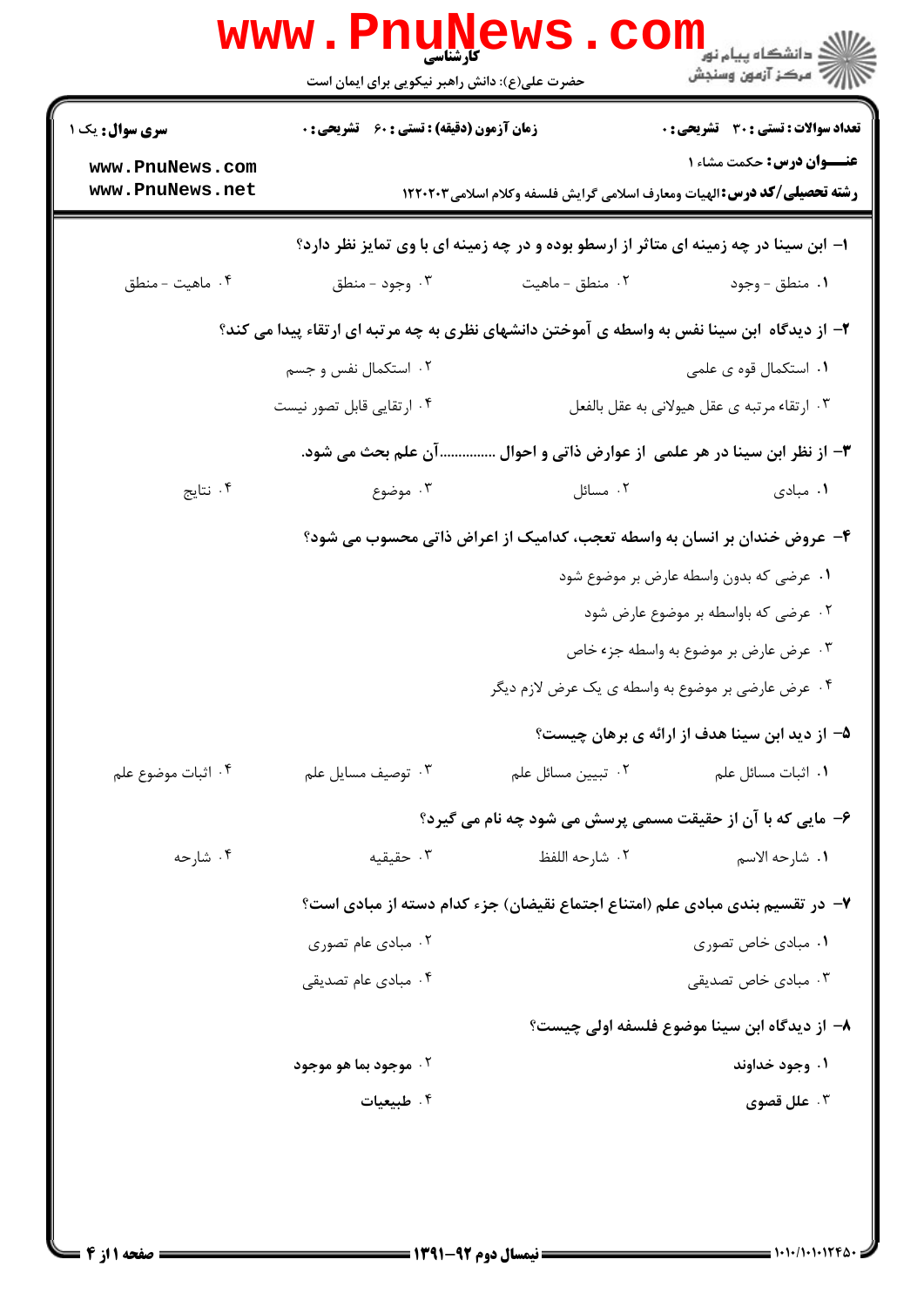**کارشناسی**

حضرت علی(ع): دانش راهبر نیکویی برای ایمان است

**سری سوال:** یک ۱

**زمان آزمون (دقیقه) : تستی : ۶۰ تشریحی : ۰**

**تعداد سوالات : تستی : ۳۰ تشریحی : ۰**

**عنـــوان درس:** حکمت مشاء ۱

**رشته تحصیلی/کد درس:** الهیات ومعارف اسلامی گرایش فلسفه وکلام اسلامی۱۲۲۰۲۰۳

---

**۱- ابن سینا در چه زمینه ای متاثر از ارسطو بوده و در چه زمینه ای با وی تمایز نظر دارد؟**

۱. منطق - وجود
۲. منطق - ماهیت
۳. وجود - منطق
۴. ماهیت - منطق

**۲- از دیدگاه ابن سینا نفس به واسطه ی آموختن دانشهای نظری به چه مرتبه ای ارتقاء پیدا می کند؟**

۱. استکمال قوه ی علمی
۲. استکمال نفس و جسم
۳. ارتقاء مرتبه ی عقل هیولانی به عقل بالفعل
۴. ارتقایی قابل تصور نیست

**۳- از نظر ابن سینا در هر علمی از عوارض ذاتی و احوال ...............آن علم بحث می شود.**

۱. مبادی
۲. مسائل
۳. موضوع
۴. نتایج

**۴- عروض خندان بر انسان به واسطه تعجب، کدامیک از اعراض ذاتی محسوب می شود؟**

۱. عرضی که بدون واسطه عارض بر موضوع شود
۲. عرضی که باواسطه بر موضوع عارض شود
۳. عرض عارض بر موضوع به واسطه جزء خاص
۴. عرض عارضی بر موضوع به واسطه ی یک عرض لازم دیگر

**۵- از دید ابن سینا هدف از ارائه ی برهان چیست؟**

۱. اثبات مسائل علم
۲. تبیین مسائل علم
۳. توصیف مسایل علم
۴. اثبات موضوع علم

**۶- مایی که با آن از حقیقت مسمی پرسش می شود چه نام می گیرد؟**

۱. شارحه الاسم
۲. شارحه اللفظ
۳. حقیقیه
۴. شارحه

**۷- در تقسیم بندی مبادی علم (امتناع اجتماع نقیضان) جزء کدام دسته از مبادی است؟**

۱. مبادی خاص تصوری
۲. مبادی عام تصوری
۳. مبادی خاص تصدیقی
۴. مبادی عام تصدیقی

**۸- از دیدگاه ابن سینا موضوع فلسفه اولی چیست؟**

۱. وجود خداوند
۲. موجود بما هو موجود
۳. علل قصوی
۴. طبیعیات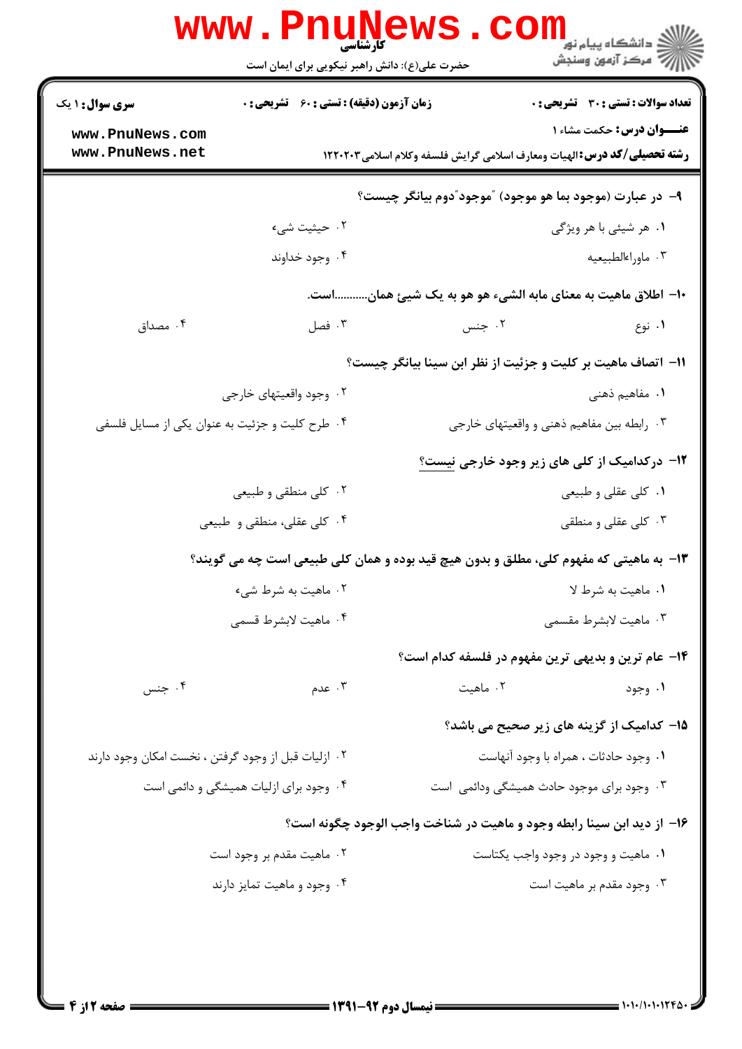۹- در عبارت (موجود بما هو موجود) "موجود"دوم بیانگر چیست؟

۱. هر شیئی با هر ویژگی
۲. حیثیت شیء
۳. ماوراءالطبیعیه
۴. وجود خداوند

۱۰- اطلاق ماهیت به معنای مابه الشیء هو هو به یک شییئ همان...........است.

۱. نوع
۲. جنس
۳. فصل
۴. مصداق

۱۱- اتصاف ماهیت بر کلیت و جزئیت از نظر ابن سینا بیانگر چیست؟

۱. مفاهیم ذهنی
۲. وجود واقعیتهای خارجی
۳. رابطه بین مفاهیم ذهنی و واقعیتهای خارجی
۴. طرح کلیت و جزئیت به عنوان یکی از مسایل فلسفی

۱۲- درکدامیک از کلی های زیر وجود خارجی نیست؟

۱. کلی عقلی و طبیعی
۲. کلی منطقی و طبیعی
۳. کلی عقلی و منطقی
۴. کلی عقلی، منطقی و طبیعی

۱۳- به ماهیتی که مفهوم کلی، مطلق و بدون هیچ قید بوده و همان کلی طبیعی است چه می گویند؟

۱. ماهیت به شرط لا
۲. ماهیت به شرط شیء
۳. ماهیت لابشرط مقسمی
۴. ماهیت لابشرط قسمی

۱۴- عام ترین و بدیهی ترین مفهوم در فلسفه کدام است؟

۱. وجود
۲. ماهیت
۳. عدم
۴. جنس

۱۵- کدامیک از گزینه های زیر صحیح می باشد؟

۱. وجود حادثات ، همراه با وجود آنهاست
۲. ازلیات قبل از وجود گرفتن ، نخست امکان وجود دارند
۳. وجود برای موجود حادث همیشگی ودائمی است
۴. وجود برای ازلیات همیشگی و دائمی است

۱۶- از دید ابن سینا رابطه وجود و ماهیت در شناخت واجب الوجود چگونه است؟

۱. ماهیت و وجود در وجود واجب یکتاست
۲. ماهیت مقدم بر وجود است
۳. وجود مقدم بر ماهیت است
۴. وجود و ماهیت تمایز دارند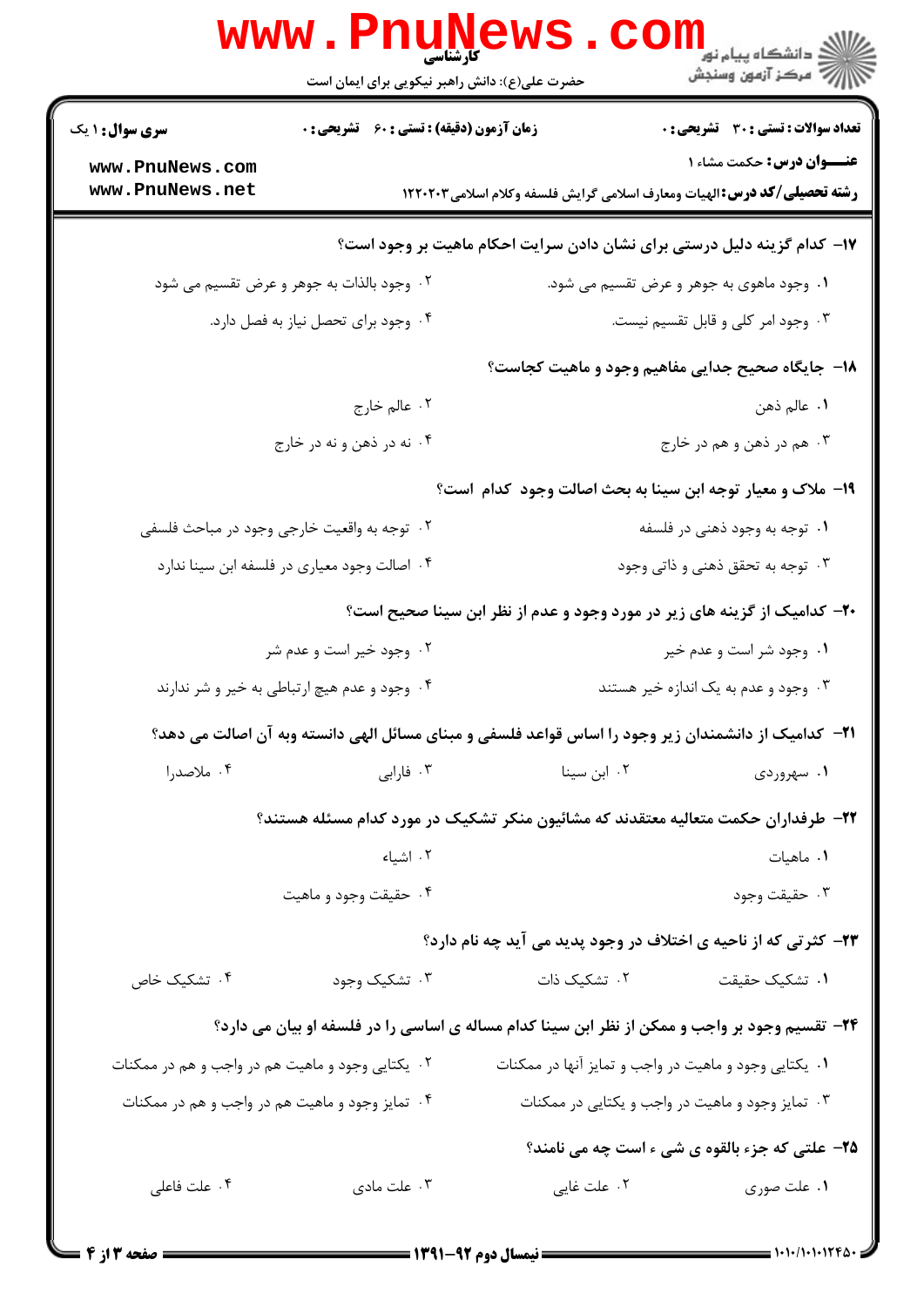**سری سوال:** ۱ یک

**زمان آزمون (دقیقه) : تستی : ۶۰ تشریحی : ۰**

**تعداد سوالات : تستی : ۳۰ تشریحی : ۰**

**عنـــوان درس:** حکمت مشاء ۱

**رشته تحصیلی/کد درس:** الهیات ومعارف اسلامی گرایش فلسفه وکلام اسلامی ۱۲۲۰۲۰۳

**۱۷- کدام گزینه دلیل درستی برای نشان دادن سرایت احکام ماهیت بر وجود است؟**

۱. وجود ماهوی به جوهر و عرض تقسیم می شود.

۲. وجود بالذات به جوهر و عرض تقسیم می شود

۳. وجود امر کلی و قابل تقسیم نیست.

۴. وجود برای تحصل نیاز به فصل دارد.

**۱۸- جایگاه صحیح جدایی مفاهیم وجود و ماهیت کجاست؟**

۱. عالم ذهن

۲. عالم خارج

۳. هم در ذهن و هم در خارج

۴. نه در ذهن و نه در خارج

**۱۹- ملاک و معیار توجه ابن سینا به بحث اصالت وجود کدام است؟**

۱. توجه به وجود ذهنی در فلسفه

۲. توجه به واقعیت خارجی وجود در مباحث فلسفی

۳. توجه به تحقق ذهنی و ذاتی وجود

۴. اصالت وجود معیاری در فلسفه ابن سینا ندارد

**۲۰- کدامیک از گزینه های زیر در مورد وجود و عدم از نظر ابن سینا صحیح است؟**

۱. وجود شر است و عدم خیر

۲. وجود خیر است و عدم شر

۳. وجود و عدم به یک اندازه خیر هستند

۴. وجود و عدم هیچ ارتباطی به خیر و شر ندارند

**۲۱- کدامیک از دانشمندان زیر وجود را اساس قواعد فلسفی و مبنای مسائل الهی دانسته وبه آن اصالت می دهد؟**

۱. سهروردی

۲. ابن سینا

۳. فارابی

۴. ملاصدرا

**۲۲- طرفداران حکمت متعالیه معتقدند که مشائیون منکر تشکیک در مورد کدام مسئله هستند؟**

۱. ماهیات

۲. اشیاء

۳. حقیقت وجود

۴. حقیقت وجود و ماهیت

**۲۳- کثرتی که از ناحیه ی اختلاف در وجود پدید می آید چه نام دارد؟**

۱. تشکیک حقیقت

۲. تشکیک ذات

۳. تشکیک وجود

۴. تشکیک خاص

**۲۴- تقسیم وجود بر واجب و ممکن از نظر ابن سینا کدام مساله ی اساسی را در فلسفه او بیان می دارد؟**

۱. یکتایی وجود و ماهیت در واجب و تمایز آنها در ممکنات

۲. یکتایی وجود و ماهیت هم در واجب و هم در ممکنات

۳. تمایز وجود و ماهیت در واجب و یکتایی در ممکنات

۴. تمایز وجود و ماهیت هم در واجب و هم در ممکنات

**۲۵- علتی که جزء بالقوه ی شی ء است چه می نامند؟**

۱. علت صوری

۲. علت غایی

۳. علت مادی

۴. علت فاعلی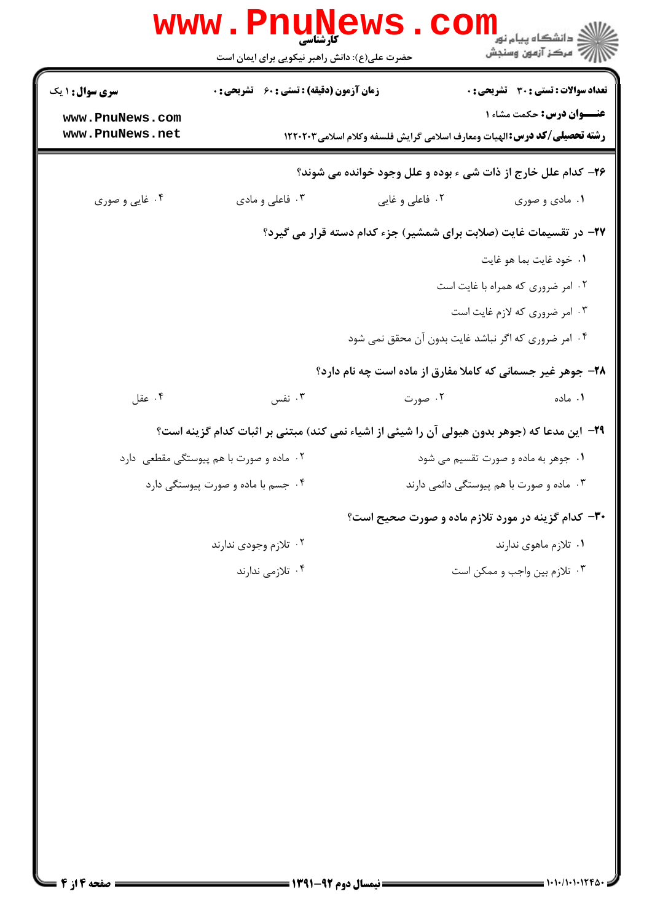**۲۶- کدام علل خارج از ذات شیء بوده و علل وجود خوانده می شوند؟**

۱. مادی و صوری

۲. فاعلی و غایی

۳. فاعلی و مادی

۴. غایی و صوری

**۲۷- در تقسیمات غایت (صلابت برای شمشیر) جزء کدام دسته قرار می گیرد؟**

۱. خود غایت بما هو غایت

۲. امر ضروری که همراه با غایت است

۳. امر ضروری که لازم غایت است

۴. امر ضروری که اگر نباشد غایت بدون آن محقق نمی شود

**۲۸- جوهر غیر جسمانی که کاملا مفارق از ماده است چه نام دارد؟**

۱. ماده

۲. صورت

۳. نفس

۴. عقل

**۲۹- این مدعا که (جوهر بدون هیولی آن را شیئی از اشیاء نمی کند) مبتنی بر اثبات کدام گزینه است؟**

۱. جوهر به ماده و صورت تقسیم می شود

۲. ماده و صورت با هم پیوستگی مقطعی دارد

۳. ماده و صورت با هم پیوستگی دائمی دارند

۴. جسم با ماده و صورت پیوستگی دارد

**۳۰- کدام گزینه در مورد تلازم ماده و صورت صحیح است؟**

۱. تلازم ماهوی ندارند

۲. تلازم وجودی ندارند

۳. تلازم بین واجب و ممکن است

۴. تلازمی ندارند